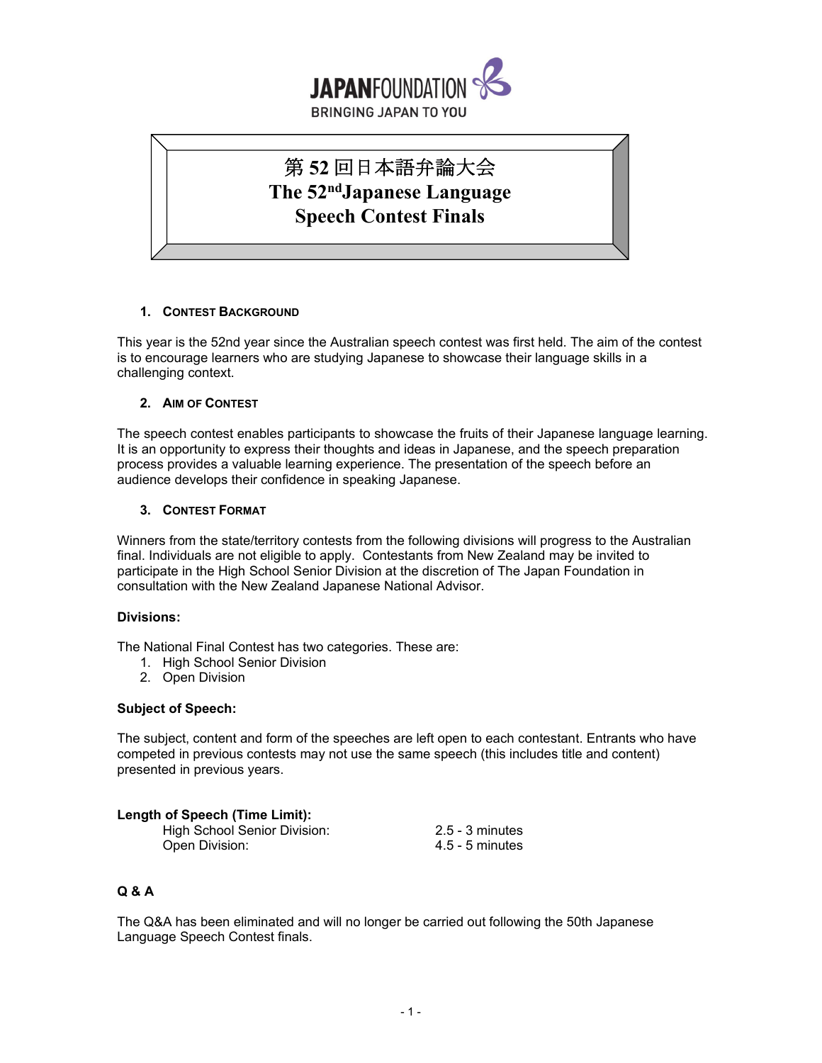JAPANFOUNDATION
BRINGING JAPAN TO YOU

# 第52回日本語弁論大会
# The 52nd Japanese Language Speech Contest Finals

## 1. Contest Background

This year is the 52nd year since the Australian speech contest was first held. The aim of the contest is to encourage learners who are studying Japanese to showcase their language skills in a challenging context.

## 2. Aim of Contest

The speech contest enables participants to showcase the fruits of their Japanese language learning. It is an opportunity to express their thoughts and ideas in Japanese, and the speech preparation process provides a valuable learning experience. The presentation of the speech before an audience develops their confidence in speaking Japanese.

## 3. Contest Format

Winners from the state/territory contests from the following divisions will progress to the Australian final. Individuals are not eligible to apply. Contestants from New Zealand may be invited to participate in the High School Senior Division at the discretion of The Japan Foundation in consultation with the New Zealand Japanese National Advisor.

**Divisions:**

The National Final Contest has two categories. These are:

1. High School Senior Division
2. Open Division

**Subject of Speech:**

The subject, content and form of the speeches are left open to each contestant. Entrants who have competed in previous contests may not use the same speech (this includes title and content) presented in previous years.

**Length of Speech (Time Limit):**

| | |
|---|---|
| High School Senior Division: | 2.5 - 3 minutes |
| Open Division: | 4.5 - 5 minutes |

**Q & A**

The Q&A has been eliminated and will no longer be carried out following the 50th Japanese Language Speech Contest finals.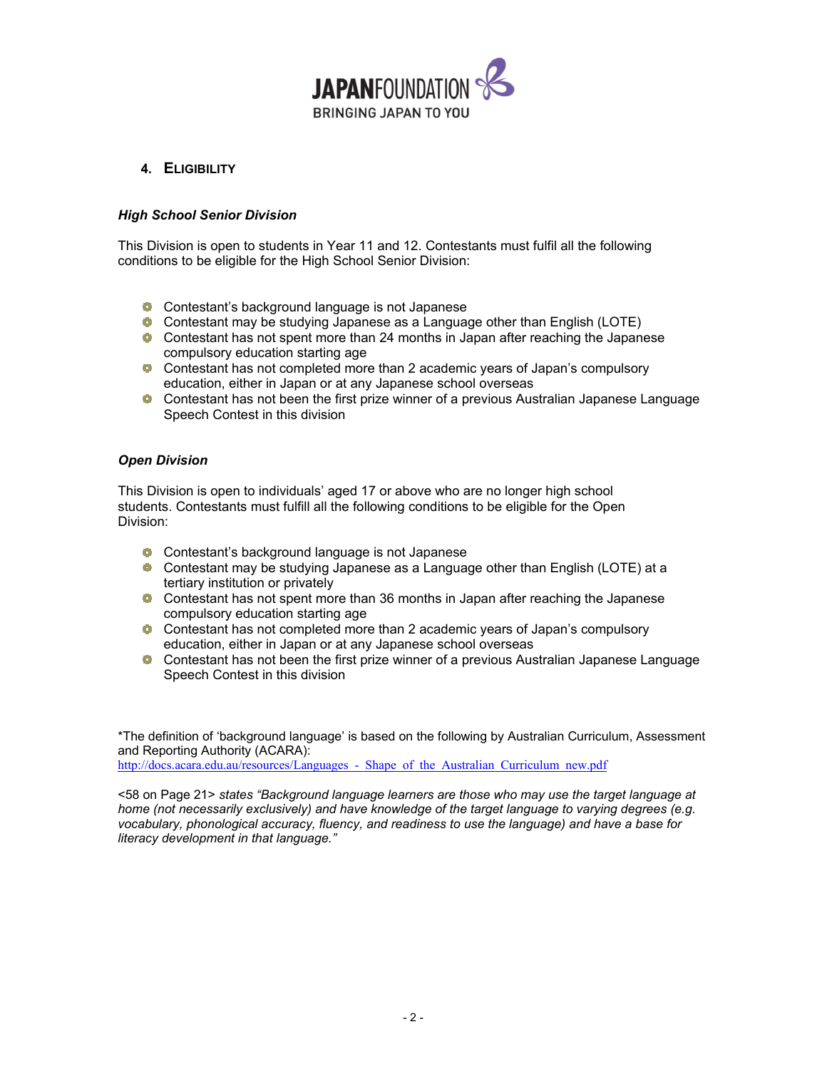## 4. Eligibility

### *High School Senior Division*

This Division is open to students in Year 11 and 12. Contestants must fulfil all the following conditions to be eligible for the High School Senior Division:

- Contestant's background language is not Japanese
- Contestant may be studying Japanese as a Language other than English (LOTE)
- Contestant has not spent more than 24 months in Japan after reaching the Japanese compulsory education starting age
- Contestant has not completed more than 2 academic years of Japan's compulsory education, either in Japan or at any Japanese school overseas
- Contestant has not been the first prize winner of a previous Australian Japanese Language Speech Contest in this division

### *Open Division*

This Division is open to individuals' aged 17 or above who are no longer high school students. Contestants must fulfill all the following conditions to be eligible for the Open Division:

- Contestant's background language is not Japanese
- Contestant may be studying Japanese as a Language other than English (LOTE) at a tertiary institution or privately
- Contestant has not spent more than 36 months in Japan after reaching the Japanese compulsory education starting age
- Contestant has not completed more than 2 academic years of Japan's compulsory education, either in Japan or at any Japanese school overseas
- Contestant has not been the first prize winner of a previous Australian Japanese Language Speech Contest in this division

*The definition of 'background language' is based on the following by Australian Curriculum, Assessment and Reporting Authority (ACARA):
http://docs.acara.edu.au/resources/Languages_-_Shape_of_the_Australian_Curriculum_new.pdf

<58 on Page 21> *states "Background language learners are those who may use the target language at home (not necessarily exclusively) and have knowledge of the target language to varying degrees (e.g. vocabulary, phonological accuracy, fluency, and readiness to use the language) and have a base for literacy development in that language."*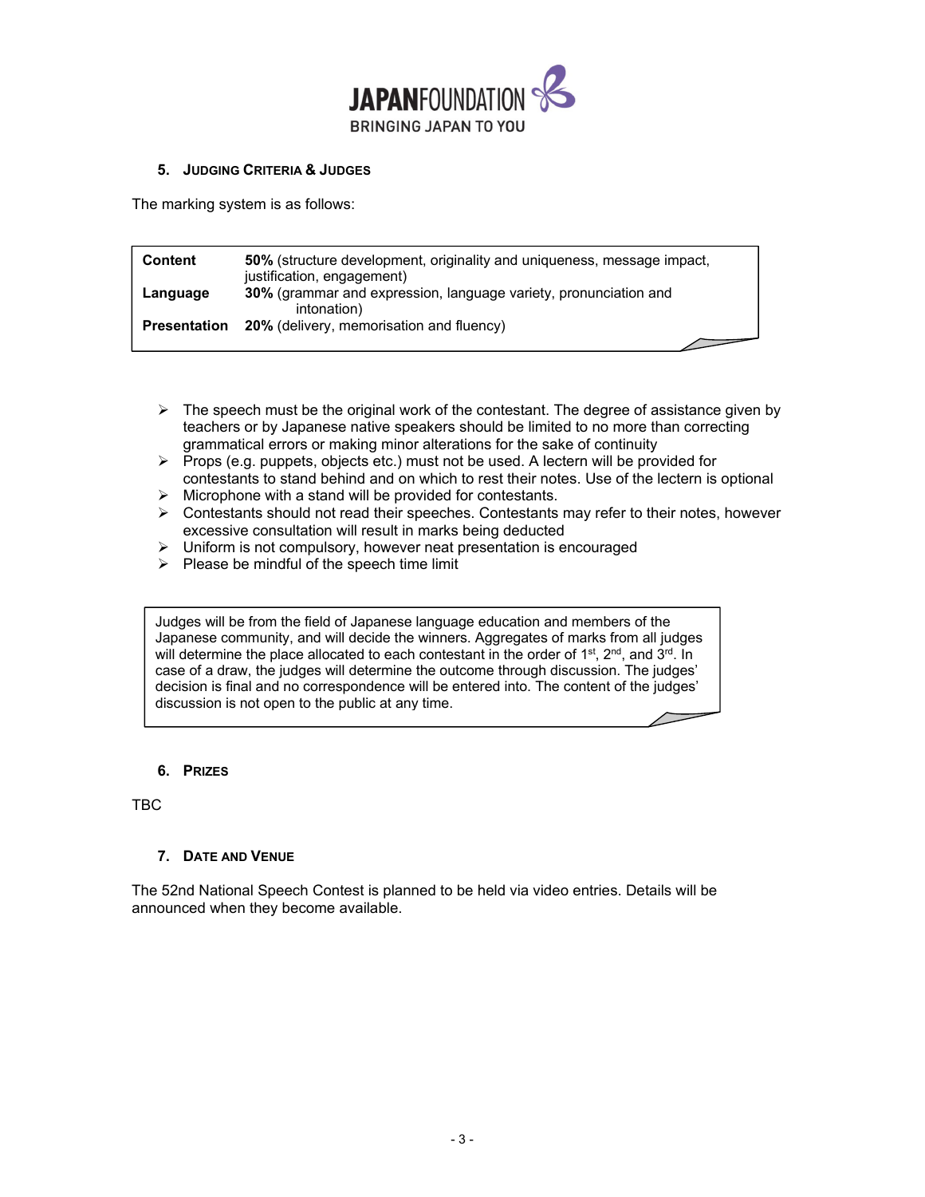## 5. JUDGING CRITERIA & JUDGES

The marking system is as follows:

| | |
|---|---|
| **Content** | **50%** (structure development, originality and uniqueness, message impact, justification, engagement) |
| **Language** | **30%** (grammar and expression, language variety, pronunciation and intonation) |
| **Presentation** | **20%** (delivery, memorisation and fluency) |

- The speech must be the original work of the contestant. The degree of assistance given by teachers or by Japanese native speakers should be limited to no more than correcting grammatical errors or making minor alterations for the sake of continuity
- Props (e.g. puppets, objects etc.) must not be used. A lectern will be provided for contestants to stand behind and on which to rest their notes. Use of the lectern is optional
- Microphone with a stand will be provided for contestants.
- Contestants should not read their speeches. Contestants may refer to their notes, however excessive consultation will result in marks being deducted
- Uniform is not compulsory, however neat presentation is encouraged
- Please be mindful of the speech time limit

Judges will be from the field of Japanese language education and members of the Japanese community, and will decide the winners. Aggregates of marks from all judges will determine the place allocated to each contestant in the order of 1st, 2nd, and 3rd. In case of a draw, the judges will determine the outcome through discussion. The judges' decision is final and no correspondence will be entered into. The content of the judges' discussion is not open to the public at any time.

## 6. PRIZES

TBC

## 7. DATE AND VENUE

The 52nd National Speech Contest is planned to be held via video entries. Details will be announced when they become available.